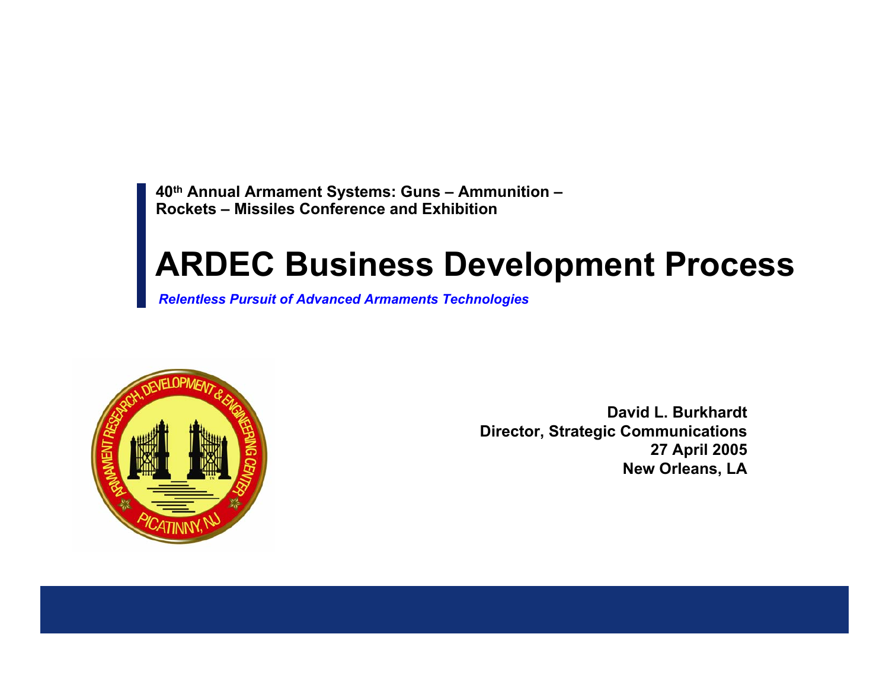40th Annual Armament Systems: Guns – Ammunition – Rockets – Missiles Conference and Exhibition

# ARDEC Business Development Process

*Relentless Pursuit of Advanced Armaments Technologies*

**David L. Burkhardt**
**Director, Strategic Communications**
**27 April 2005**
**New Orleans, LA**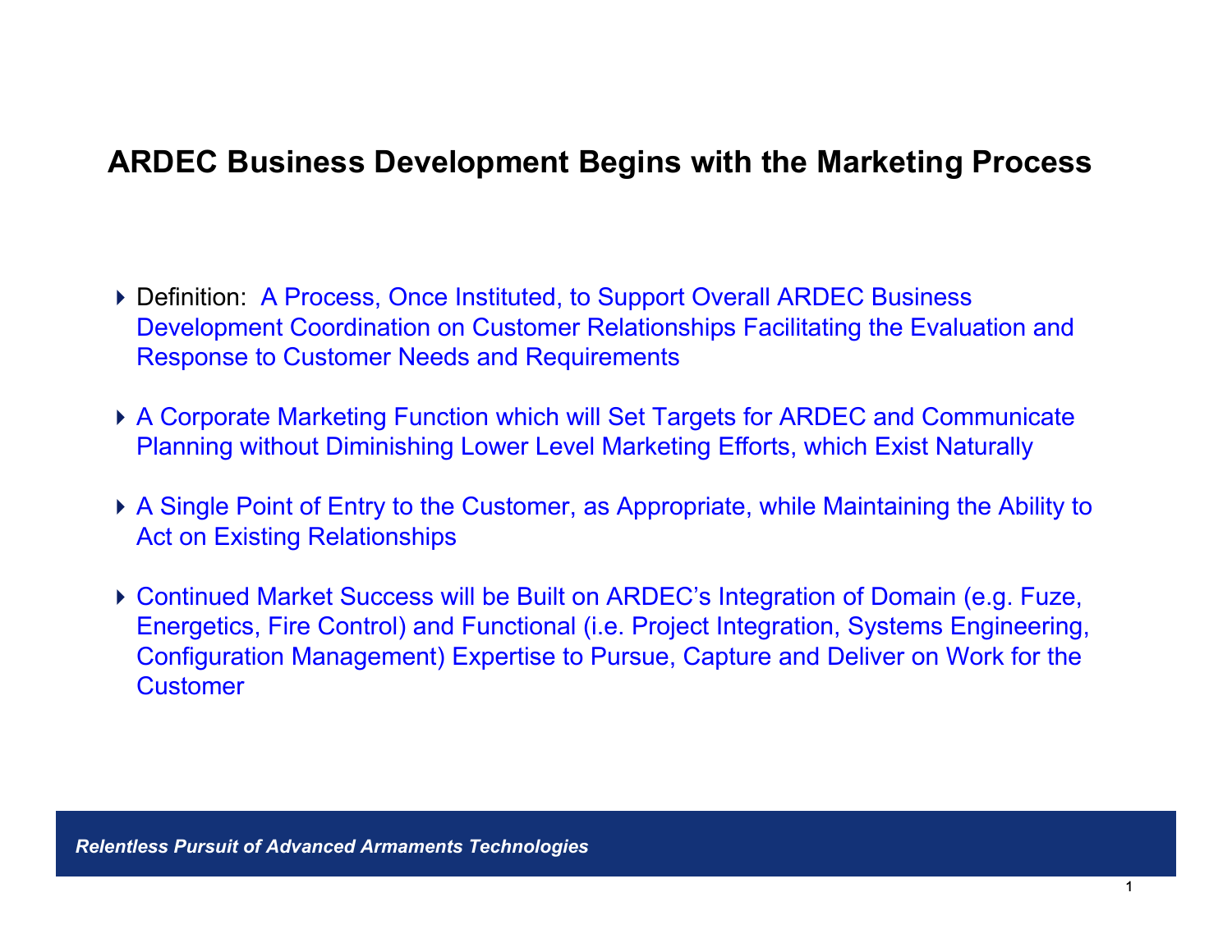## ARDEC Business Development Begins with the Marketing Process

- Definition: A Process, Once Instituted, to Support Overall ARDEC Business Development Coordination on Customer Relationships Facilitating the Evaluation and Response to Customer Needs and Requirements
- A Corporate Marketing Function which will Set Targets for ARDEC and Communicate Planning without Diminishing Lower Level Marketing Efforts, which Exist Naturally
- A Single Point of Entry to the Customer, as Appropriate, while Maintaining the Ability to Act on Existing Relationships
- Continued Market Success will be Built on ARDEC's Integration of Domain (e.g. Fuze, Energetics, Fire Control) and Functional (i.e. Project Integration, Systems Engineering, Configuration Management) Expertise to Pursue, Capture and Deliver on Work for the Customer

***Relentless Pursuit of Advanced Armaments Technologies***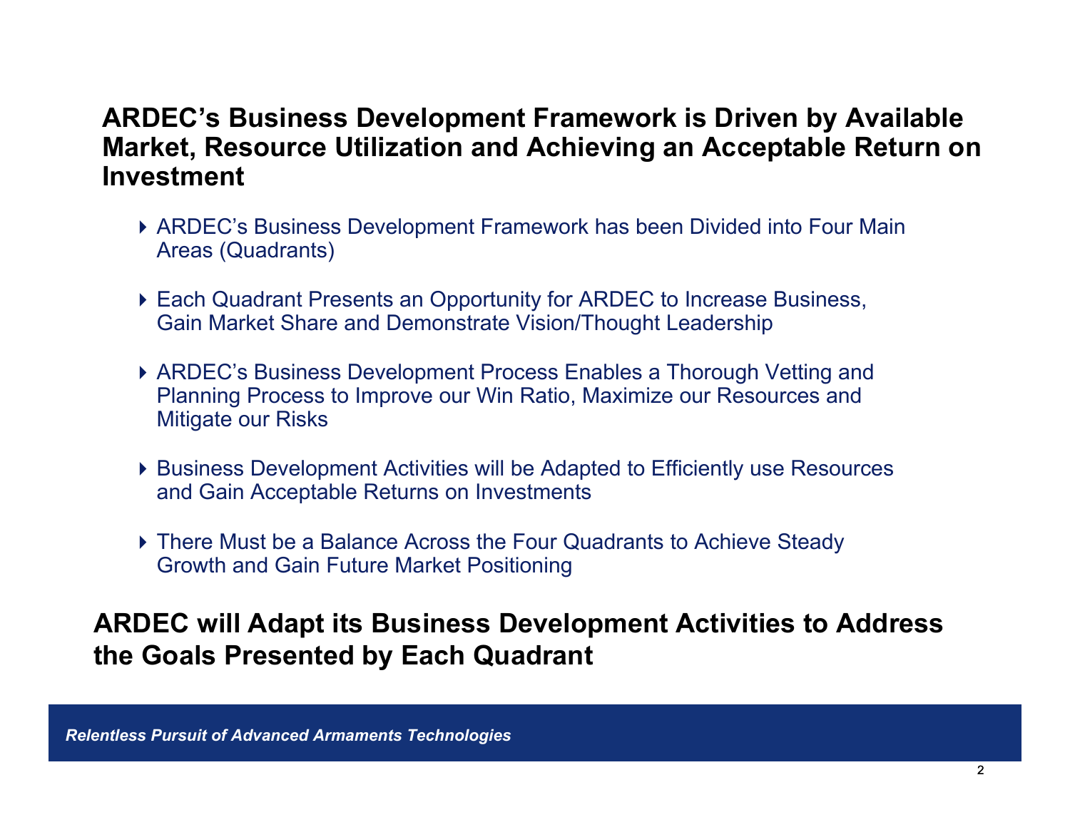## ARDEC's Business Development Framework is Driven by Available Market, Resource Utilization and Achieving an Acceptable Return on Investment

- ARDEC's Business Development Framework has been Divided into Four Main Areas (Quadrants)
- Each Quadrant Presents an Opportunity for ARDEC to Increase Business, Gain Market Share and Demonstrate Vision/Thought Leadership
- ARDEC's Business Development Process Enables a Thorough Vetting and Planning Process to Improve our Win Ratio, Maximize our Resources and Mitigate our Risks
- Business Development Activities will be Adapted to Efficiently use Resources and Gain Acceptable Returns on Investments
- There Must be a Balance Across the Four Quadrants to Achieve Steady Growth and Gain Future Market Positioning

**ARDEC will Adapt its Business Development Activities to Address the Goals Presented by Each Quadrant**

*Relentless Pursuit of Advanced Armaments Technologies*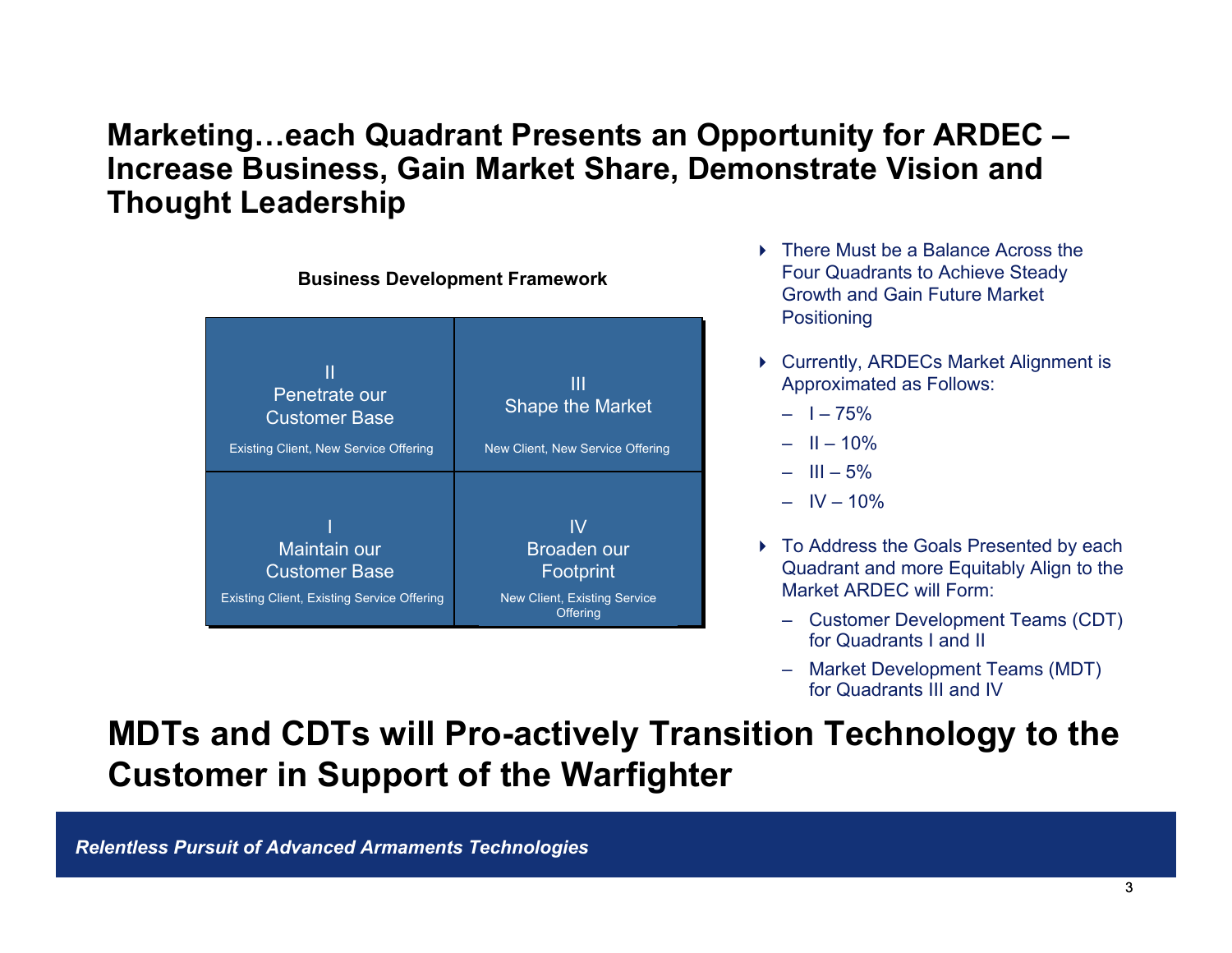# Marketing…each Quadrant Presents an Opportunity for ARDEC – Increase Business, Gain Market Share, Demonstrate Vision and Thought Leadership

**Business Development Framework**

| | |
|---|---|
| II<br>Penetrate our Customer Base<br>Existing Client, New Service Offering | III<br>Shape the Market<br>New Client, New Service Offering |
| I<br>Maintain our Customer Base<br>Existing Client, Existing Service Offering | IV<br>Broaden our Footprint<br>New Client, Existing Service Offering |

- There Must be a Balance Across the Four Quadrants to Achieve Steady Growth and Gain Future Market Positioning
- Currently, ARDECs Market Alignment is Approximated as Follows:
  - I – 75%
  - II – 10%
  - III – 5%
  - IV – 10%
- To Address the Goals Presented by each Quadrant and more Equitably Align to the Market ARDEC will Form:
  - Customer Development Teams (CDT) for Quadrants I and II
  - Market Development Teams (MDT) for Quadrants III and IV

## MDTs and CDTs will Pro-actively Transition Technology to the Customer in Support of the Warfighter

*Relentless Pursuit of Advanced Armaments Technologies*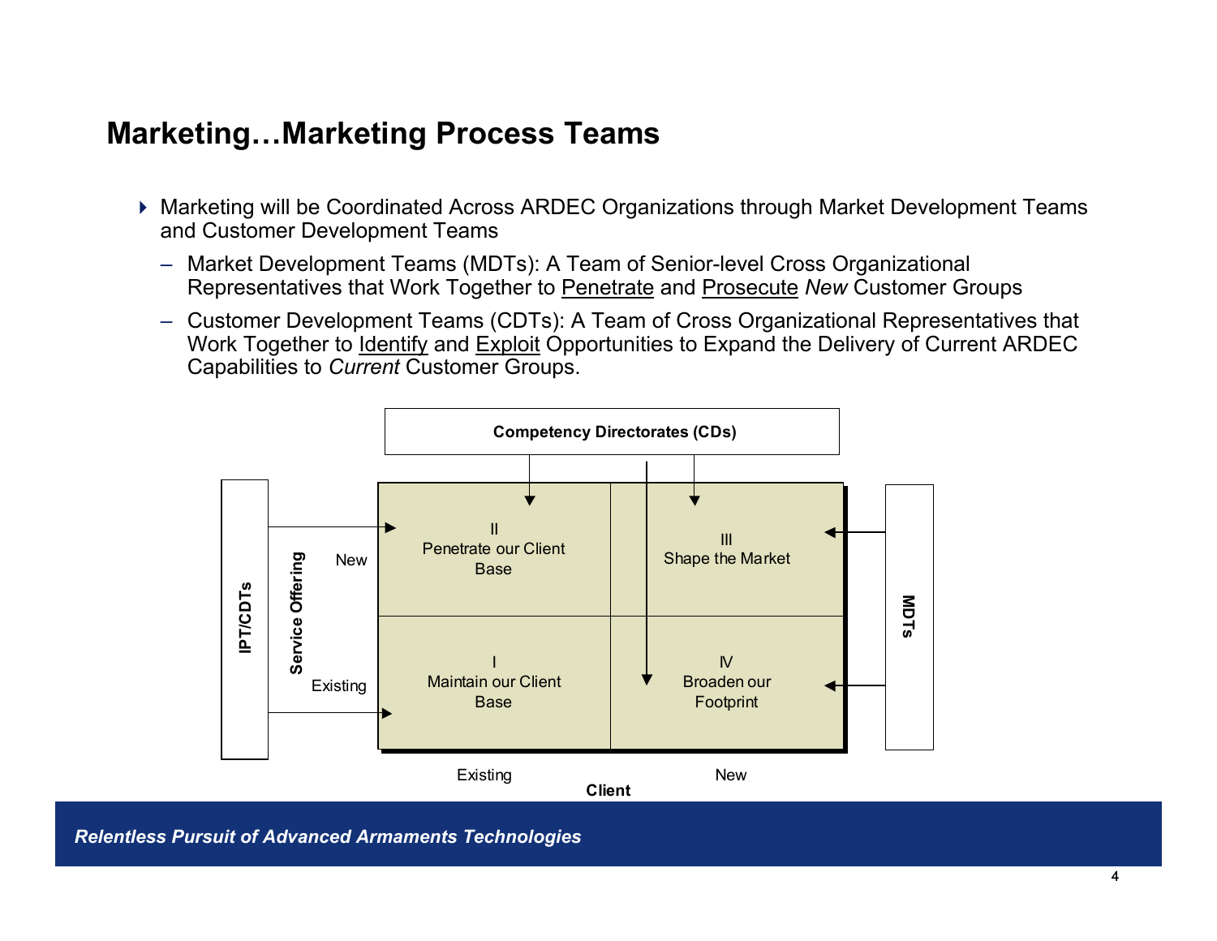# Marketing…Marketing Process Teams

- Marketing will be Coordinated Across ARDEC Organizations through Market Development Teams and Customer Development Teams
  - Market Development Teams (MDTs): A Team of Senior-level Cross Organizational Representatives that Work Together to Penetrate and Prosecute *New* Customer Groups
  - Customer Development Teams (CDTs): A Team of Cross Organizational Representatives that Work Together to Identify and Exploit Opportunities to Expand the Delivery of Current ARDEC Capabilities to *Current* Customer Groups.

Competency Directorates (CDs)

IPT/CDTs

Service Offering

New

Existing

II
Penetrate our Client Base

III
Shape the Market

I
Maintain our Client Base

IV
Broaden our Footprint

MDTs

Existing

New

Client

*Relentless Pursuit of Advanced Armaments Technologies*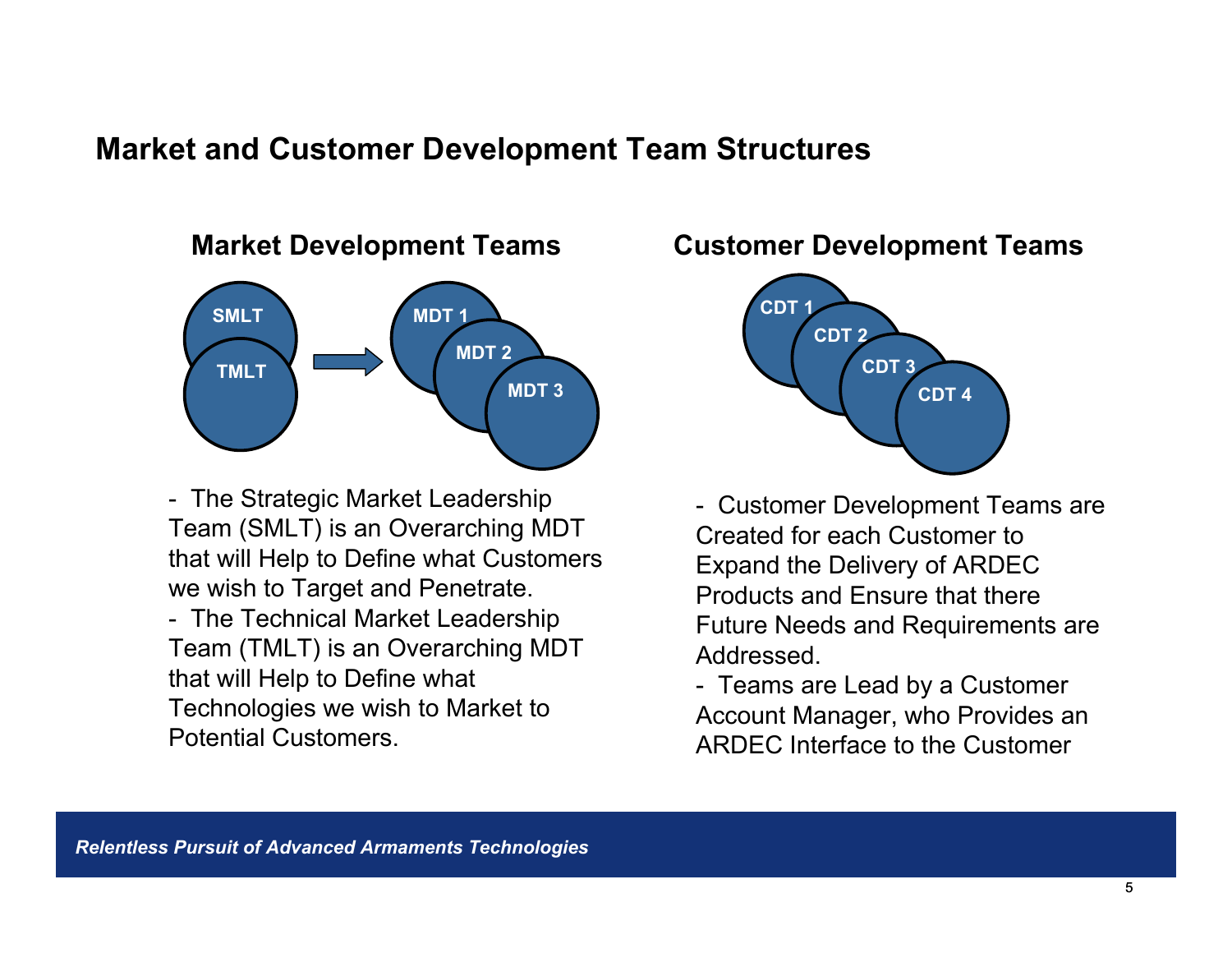# Market and Customer Development Team Structures

## Market Development Teams

SMLT

TMLT

MDT 1

MDT 2

MDT 3

- The Strategic Market Leadership Team (SMLT) is an Overarching MDT that will Help to Define what Customers we wish to Target and Penetrate.
- The Technical Market Leadership Team (TMLT) is an Overarching MDT that will Help to Define what Technologies we wish to Market to Potential Customers.

## Customer Development Teams

CDT 1

CDT 2

CDT 3

CDT 4

- Customer Development Teams are Created for each Customer to Expand the Delivery of ARDEC Products and Ensure that there Future Needs and Requirements are Addressed.
- Teams are Lead by a Customer Account Manager, who Provides an ARDEC Interface to the Customer

*Relentless Pursuit of Advanced Armaments Technologies*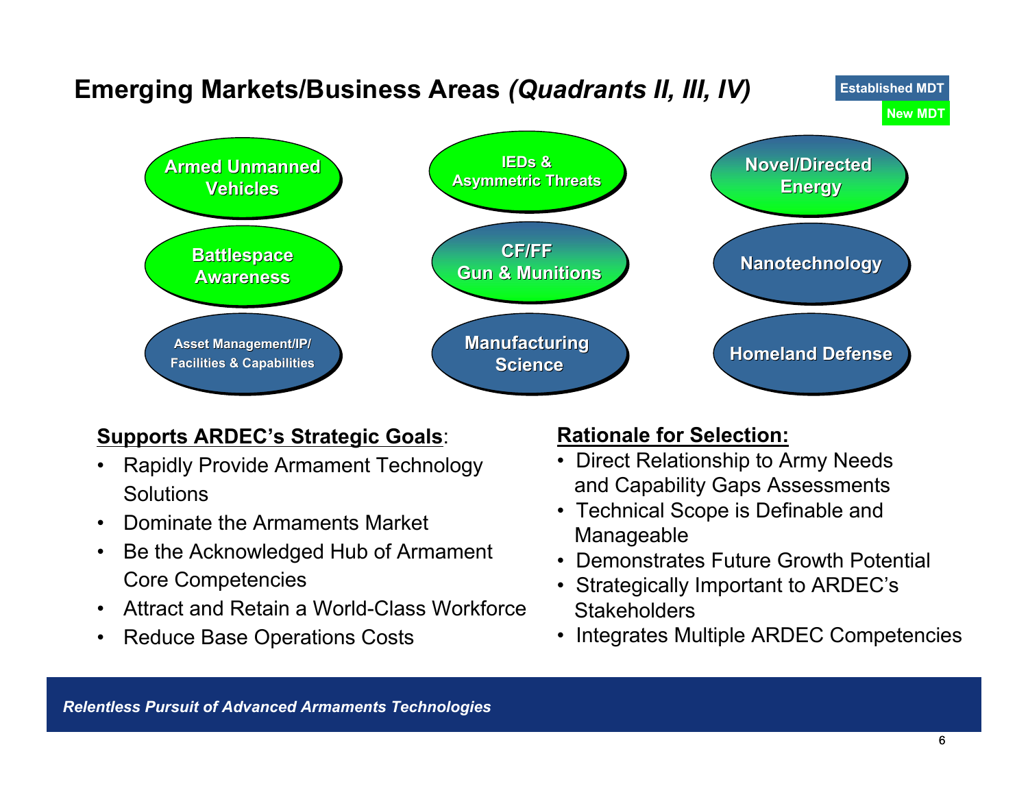# Emerging Markets/Business Areas *(Quadrants II, III, IV)*

Established MDT

New MDT

Armed Unmanned Vehicles

IEDs & Asymmetric Threats

Novel/Directed Energy

Battlespace Awareness

CF/FF Gun & Munitions

Nanotechnology

Asset Management/IP/ Facilities & Capabilities

Manufacturing Science

Homeland Defense

**Supports ARDEC's Strategic Goals**:

- Rapidly Provide Armament Technology Solutions
- Dominate the Armaments Market
- Be the Acknowledged Hub of Armament Core Competencies
- Attract and Retain a World-Class Workforce
- Reduce Base Operations Costs

**Rationale for Selection:**

- Direct Relationship to Army Needs and Capability Gaps Assessments
- Technical Scope is Definable and Manageable
- Demonstrates Future Growth Potential
- Strategically Important to ARDEC's Stakeholders
- Integrates Multiple ARDEC Competencies

*Relentless Pursuit of Advanced Armaments Technologies*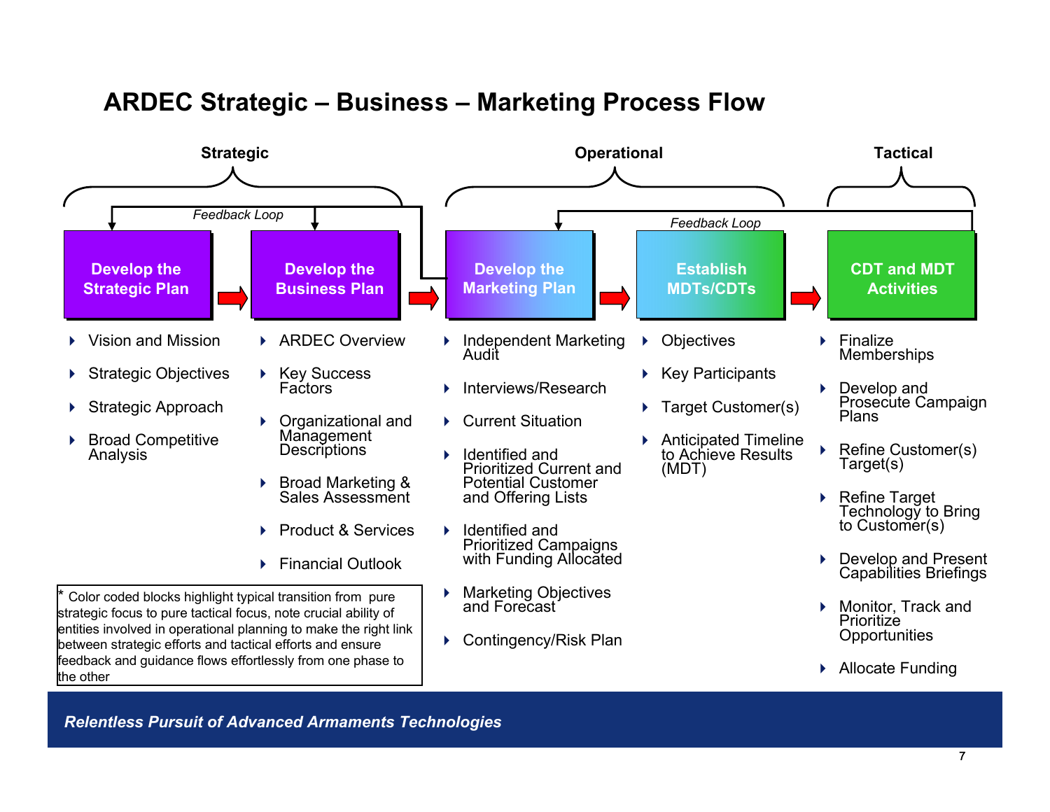# ARDEC Strategic – Business – Marketing Process Flow

**Strategic**

*Feedback Loop*

**Develop the Strategic Plan**

- Vision and Mission
- Strategic Objectives
- Strategic Approach
- Broad Competitive Analysis

**Develop the Business Plan**

- ARDEC Overview
- Key Success Factors
- Organizational and Management Descriptions
- Broad Marketing & Sales Assessment
- Product & Services
- Financial Outlook

**Operational**

*Feedback Loop*

**Develop the Marketing Plan**

- Independent Marketing Audit
- Interviews/Research
- Current Situation
- Identified and Prioritized Current and Potential Customer and Offering Lists
- Identified and Prioritized Campaigns with Funding Allocated
- Marketing Objectives and Forecast
- Contingency/Risk Plan

**Establish MDTs/CDTs**

- Objectives
- Key Participants
- Target Customer(s)
- Anticipated Timeline to Achieve Results (MDT)

**Tactical**

**CDT and MDT Activities**

- Finalize Memberships
- Develop and Prosecute Campaign Plans
- Refine Customer(s) Target(s)
- Refine Target Technology to Bring to Customer(s)
- Develop and Present Capabilities Briefings
- Monitor, Track and Prioritize Opportunities
- Allocate Funding

* Color coded blocks highlight typical transition from pure strategic focus to pure tactical focus, note crucial ability of entities involved in operational planning to make the right link between strategic efforts and tactical efforts and ensure feedback and guidance flows effortlessly from one phase to the other

*Relentless Pursuit of Advanced Armaments Technologies*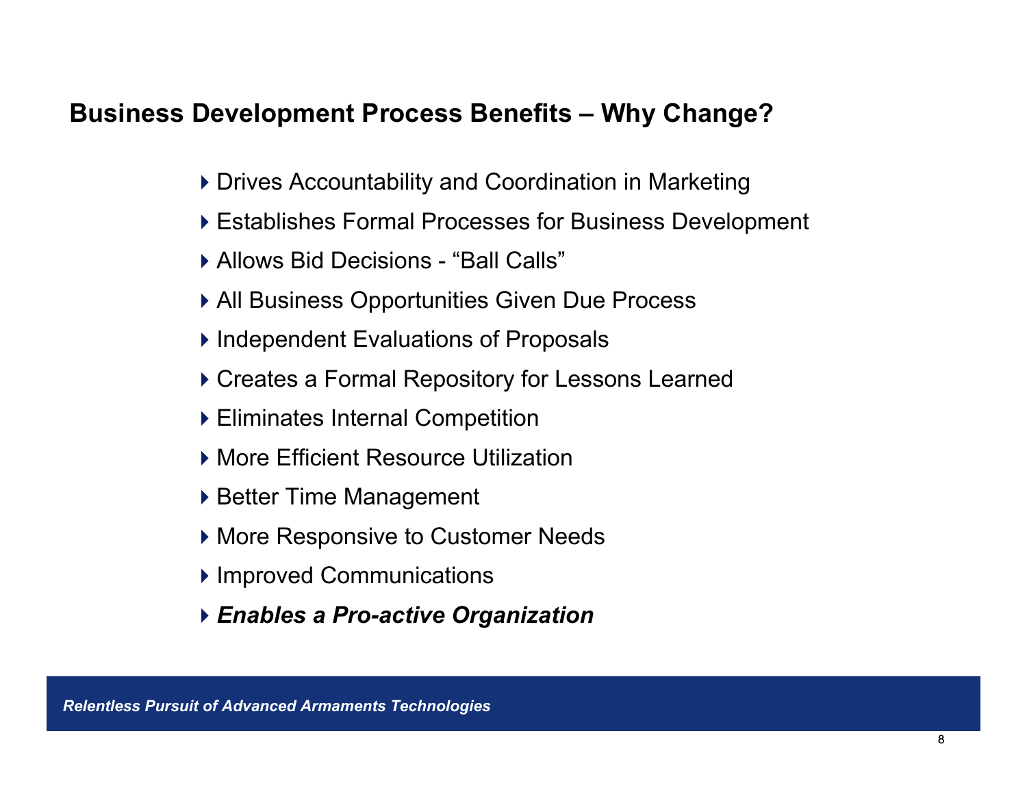## Business Development Process Benefits – Why Change?

- Drives Accountability and Coordination in Marketing
- Establishes Formal Processes for Business Development
- Allows Bid Decisions - “Ball Calls”
- All Business Opportunities Given Due Process
- Independent Evaluations of Proposals
- Creates a Formal Repository for Lessons Learned
- Eliminates Internal Competition
- More Efficient Resource Utilization
- Better Time Management
- More Responsive to Customer Needs
- Improved Communications
- ***Enables a Pro-active Organization***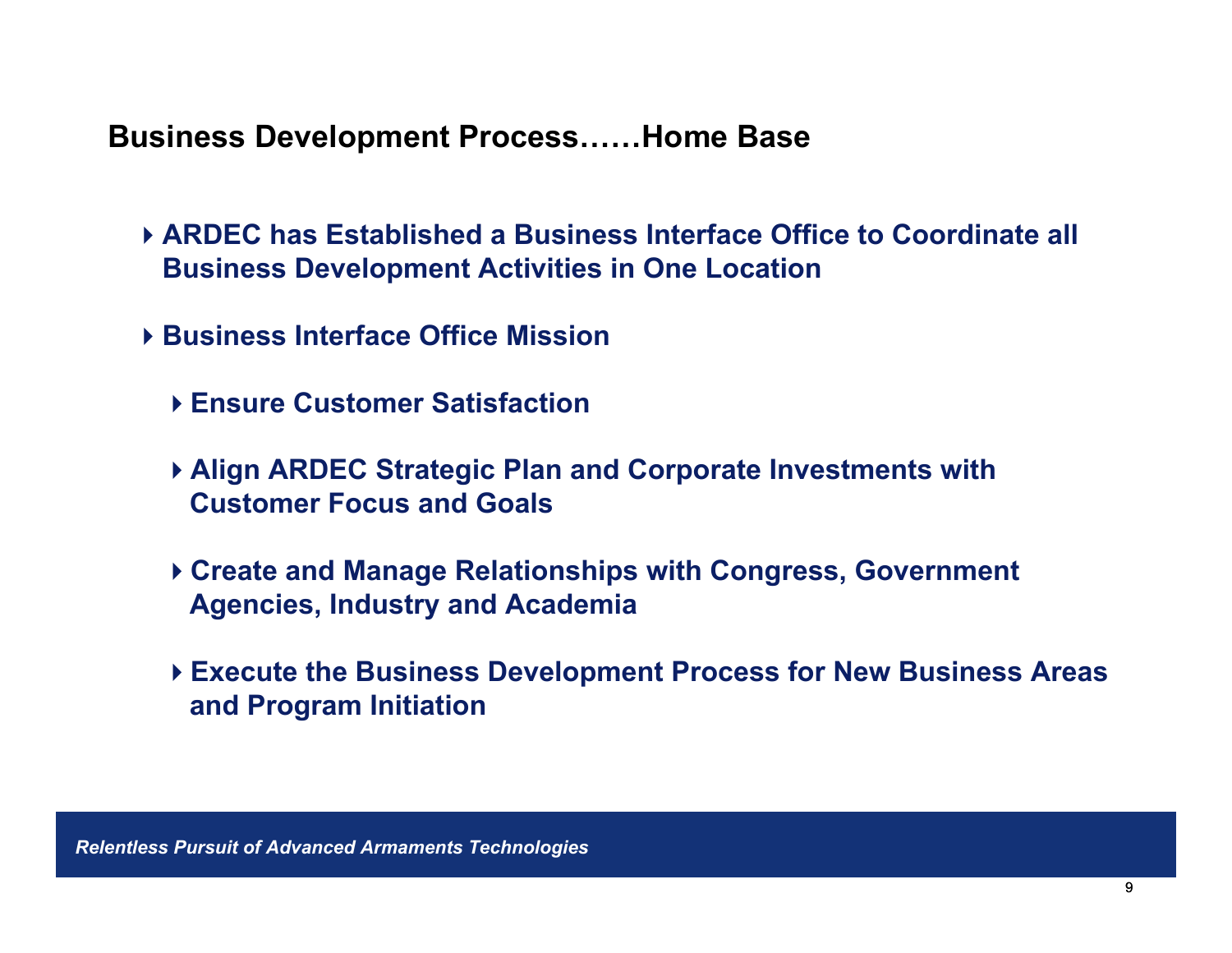## Business Development Process……Home Base

- **ARDEC has Established a Business Interface Office to Coordinate all Business Development Activities in One Location**
- **Business Interface Office Mission**
  - **Ensure Customer Satisfaction**
  - **Align ARDEC Strategic Plan and Corporate Investments with Customer Focus and Goals**
  - **Create and Manage Relationships with Congress, Government Agencies, Industry and Academia**
  - **Execute the Business Development Process for New Business Areas and Program Initiation**

*Relentless Pursuit of Advanced Armaments Technologies*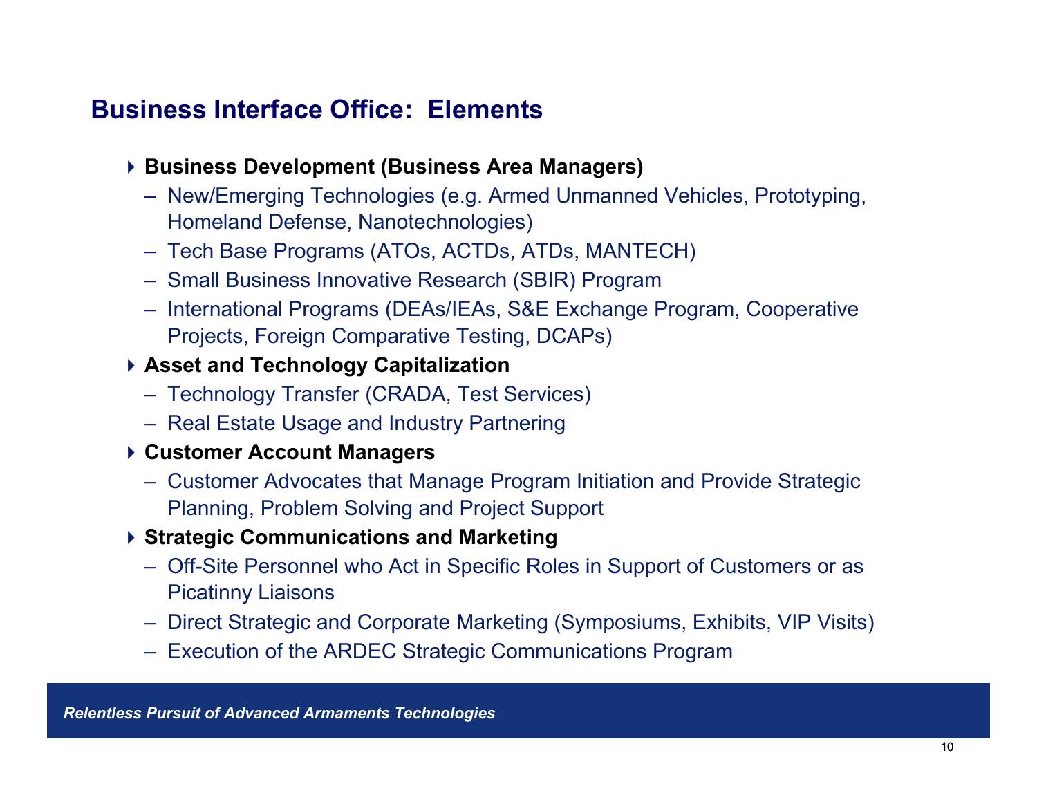## Business Interface Office: Elements

- **Business Development (Business Area Managers)**
  - New/Emerging Technologies (e.g. Armed Unmanned Vehicles, Prototyping, Homeland Defense, Nanotechnologies)
  - Tech Base Programs (ATOs, ACTDs, ATDs, MANTECH)
  - Small Business Innovative Research (SBIR) Program
  - International Programs (DEAs/IEAs, S&E Exchange Program, Cooperative Projects, Foreign Comparative Testing, DCAPs)
- **Asset and Technology Capitalization**
  - Technology Transfer (CRADA, Test Services)
  - Real Estate Usage and Industry Partnering
- **Customer Account Managers**
  - Customer Advocates that Manage Program Initiation and Provide Strategic Planning, Problem Solving and Project Support
- **Strategic Communications and Marketing**
  - Off-Site Personnel who Act in Specific Roles in Support of Customers or as Picatinny Liaisons
  - Direct Strategic and Corporate Marketing (Symposiums, Exhibits, VIP Visits)
  - Execution of the ARDEC Strategic Communications Program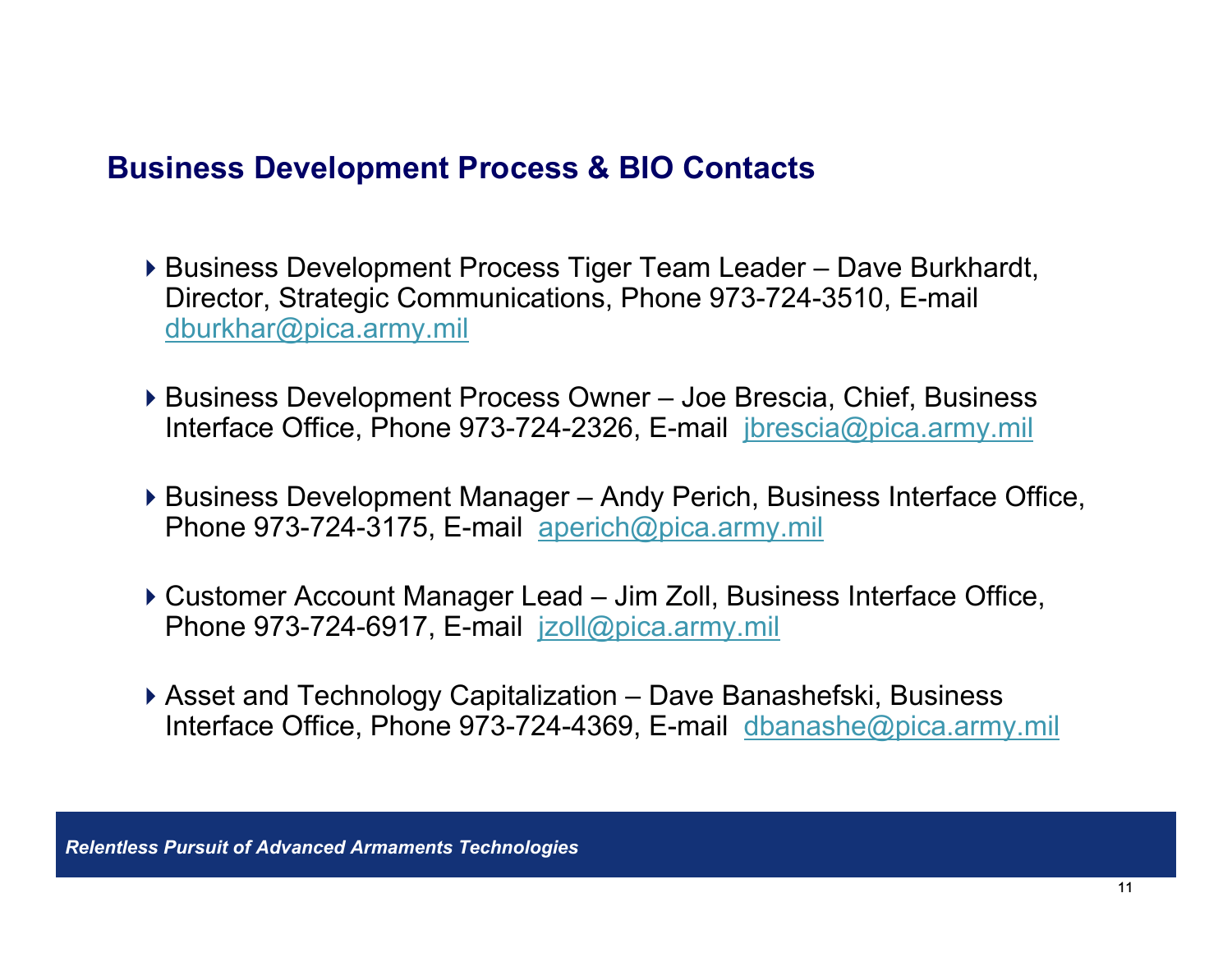## Business Development Process & BIO Contacts

- Business Development Process Tiger Team Leader – Dave Burkhardt, Director, Strategic Communications, Phone 973-724-3510, E-mail dburkhar@pica.army.mil
- Business Development Process Owner – Joe Brescia, Chief, Business Interface Office, Phone 973-724-2326, E-mail jbrescia@pica.army.mil
- Business Development Manager – Andy Perich, Business Interface Office, Phone 973-724-3175, E-mail aperich@pica.army.mil
- Customer Account Manager Lead – Jim Zoll, Business Interface Office, Phone 973-724-6917, E-mail jzoll@pica.army.mil
- Asset and Technology Capitalization – Dave Banashefski, Business Interface Office, Phone 973-724-4369, E-mail dbanashe@pica.army.mil

*Relentless Pursuit of Advanced Armaments Technologies*